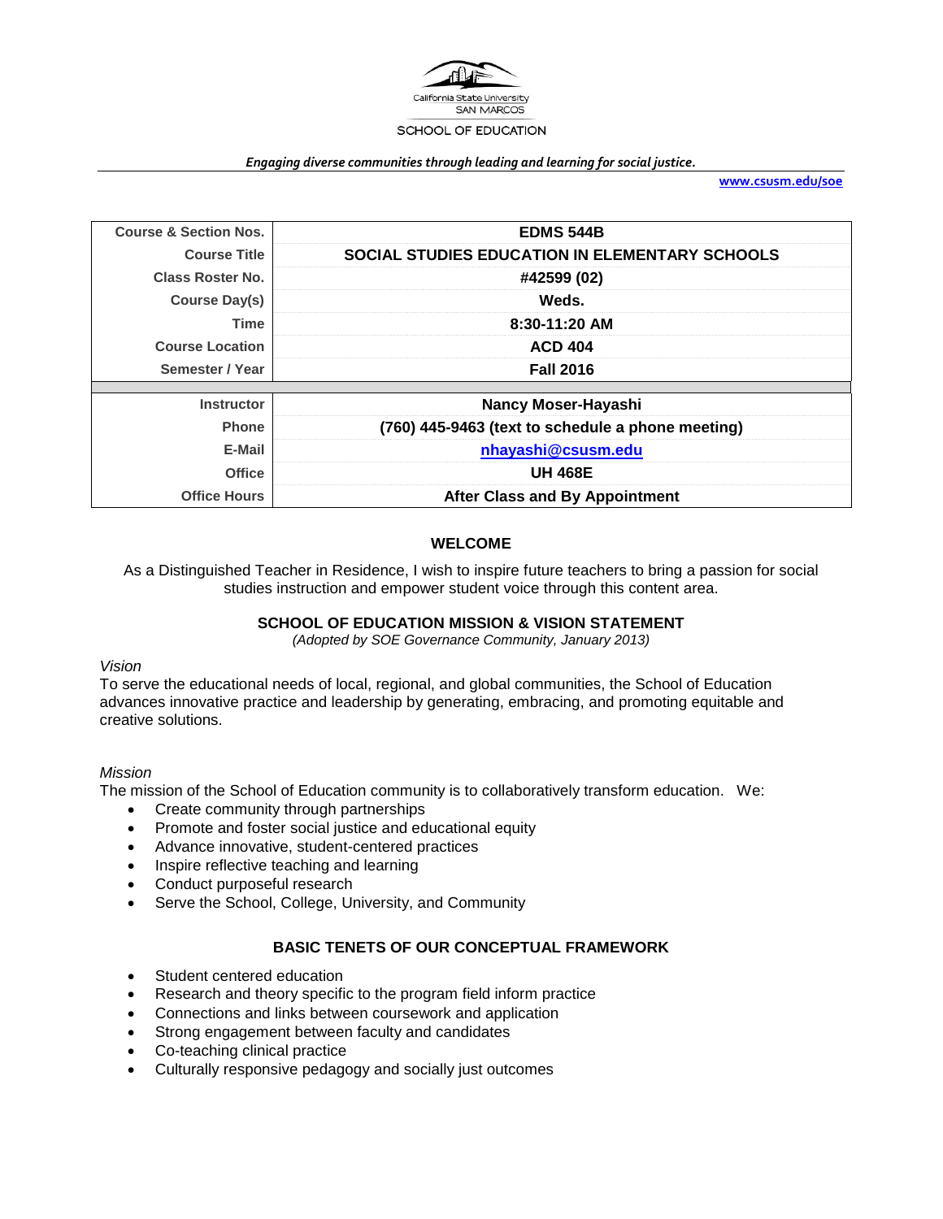California State University
SAN MARCOS

SCHOOL OF EDUCATION

*Engaging diverse communities through leading and learning for social justice.*

www.csusm.edu/soe

| | |
|---|---|
| **Course & Section Nos.** | **EDMS 544B** |
| **Course Title** | **SOCIAL STUDIES EDUCATION IN ELEMENTARY SCHOOLS** |
| **Class Roster No.** | **#42599 (02)** |
| **Course Day(s)** | **Weds.** |
| **Time** | **8:30-11:20 AM** |
| **Course Location** | **ACD 404** |
| **Semester / Year** | **Fall 2016** |
| | |
| **Instructor** | **Nancy Moser-Hayashi** |
| **Phone** | **(760) 445-9463 (text to schedule a phone meeting)** |
| **E-Mail** | **nhayashi@csusm.edu** |
| **Office** | **UH 468E** |
| **Office Hours** | **After Class and By Appointment** |

## WELCOME

As a Distinguished Teacher in Residence, I wish to inspire future teachers to bring a passion for social studies instruction and empower student voice through this content area.

## SCHOOL OF EDUCATION MISSION & VISION STATEMENT

*(Adopted by SOE Governance Community, January 2013)*

*Vision*

To serve the educational needs of local, regional, and global communities, the School of Education advances innovative practice and leadership by generating, embracing, and promoting equitable and creative solutions.

*Mission*

The mission of the School of Education community is to collaboratively transform education. We:

- Create community through partnerships
- Promote and foster social justice and educational equity
- Advance innovative, student-centered practices
- Inspire reflective teaching and learning
- Conduct purposeful research
- Serve the School, College, University, and Community

## BASIC TENETS OF OUR CONCEPTUAL FRAMEWORK

- Student centered education
- Research and theory specific to the program field inform practice
- Connections and links between coursework and application
- Strong engagement between faculty and candidates
- Co-teaching clinical practice
- Culturally responsive pedagogy and socially just outcomes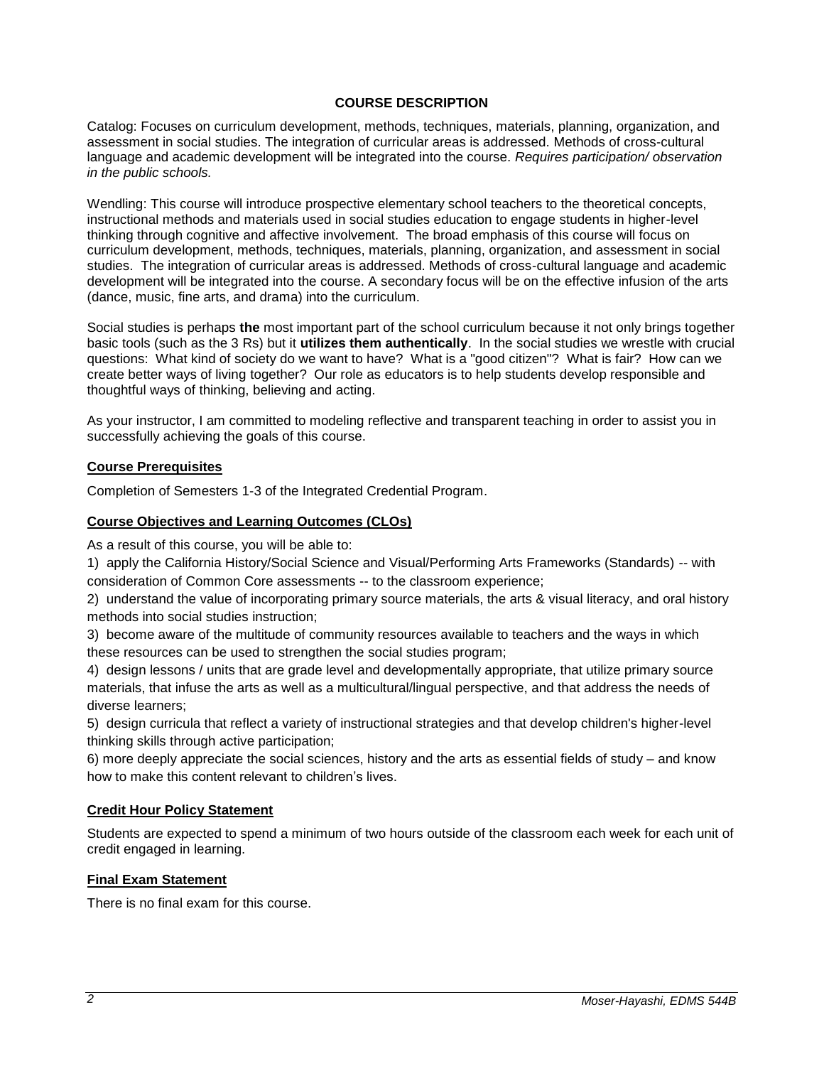## COURSE DESCRIPTION

Catalog: Focuses on curriculum development, methods, techniques, materials, planning, organization, and assessment in social studies. The integration of curricular areas is addressed. Methods of cross-cultural language and academic development will be integrated into the course. *Requires participation/ observation in the public schools.*

Wendling: This course will introduce prospective elementary school teachers to the theoretical concepts, instructional methods and materials used in social studies education to engage students in higher-level thinking through cognitive and affective involvement. The broad emphasis of this course will focus on curriculum development, methods, techniques, materials, planning, organization, and assessment in social studies. The integration of curricular areas is addressed. Methods of cross-cultural language and academic development will be integrated into the course. A secondary focus will be on the effective infusion of the arts (dance, music, fine arts, and drama) into the curriculum.

Social studies is perhaps **the** most important part of the school curriculum because it not only brings together basic tools (such as the 3 Rs) but it **utilizes them authentically**. In the social studies we wrestle with crucial questions: What kind of society do we want to have? What is a "good citizen"? What is fair? How can we create better ways of living together? Our role as educators is to help students develop responsible and thoughtful ways of thinking, believing and acting.

As your instructor, I am committed to modeling reflective and transparent teaching in order to assist you in successfully achieving the goals of this course.

### Course Prerequisites

Completion of Semesters 1-3 of the Integrated Credential Program.

### Course Objectives and Learning Outcomes (CLOs)

As a result of this course, you will be able to:

1) apply the California History/Social Science and Visual/Performing Arts Frameworks (Standards) -- with consideration of Common Core assessments -- to the classroom experience;
2) understand the value of incorporating primary source materials, the arts & visual literacy, and oral history methods into social studies instruction;
3) become aware of the multitude of community resources available to teachers and the ways in which these resources can be used to strengthen the social studies program;
4) design lessons / units that are grade level and developmentally appropriate, that utilize primary source materials, that infuse the arts as well as a multicultural/lingual perspective, and that address the needs of diverse learners;
5) design curricula that reflect a variety of instructional strategies and that develop children's higher-level thinking skills through active participation;
6) more deeply appreciate the social sciences, history and the arts as essential fields of study – and know how to make this content relevant to children's lives.

### Credit Hour Policy Statement

Students are expected to spend a minimum of two hours outside of the classroom each week for each unit of credit engaged in learning.

### Final Exam Statement

There is no final exam for this course.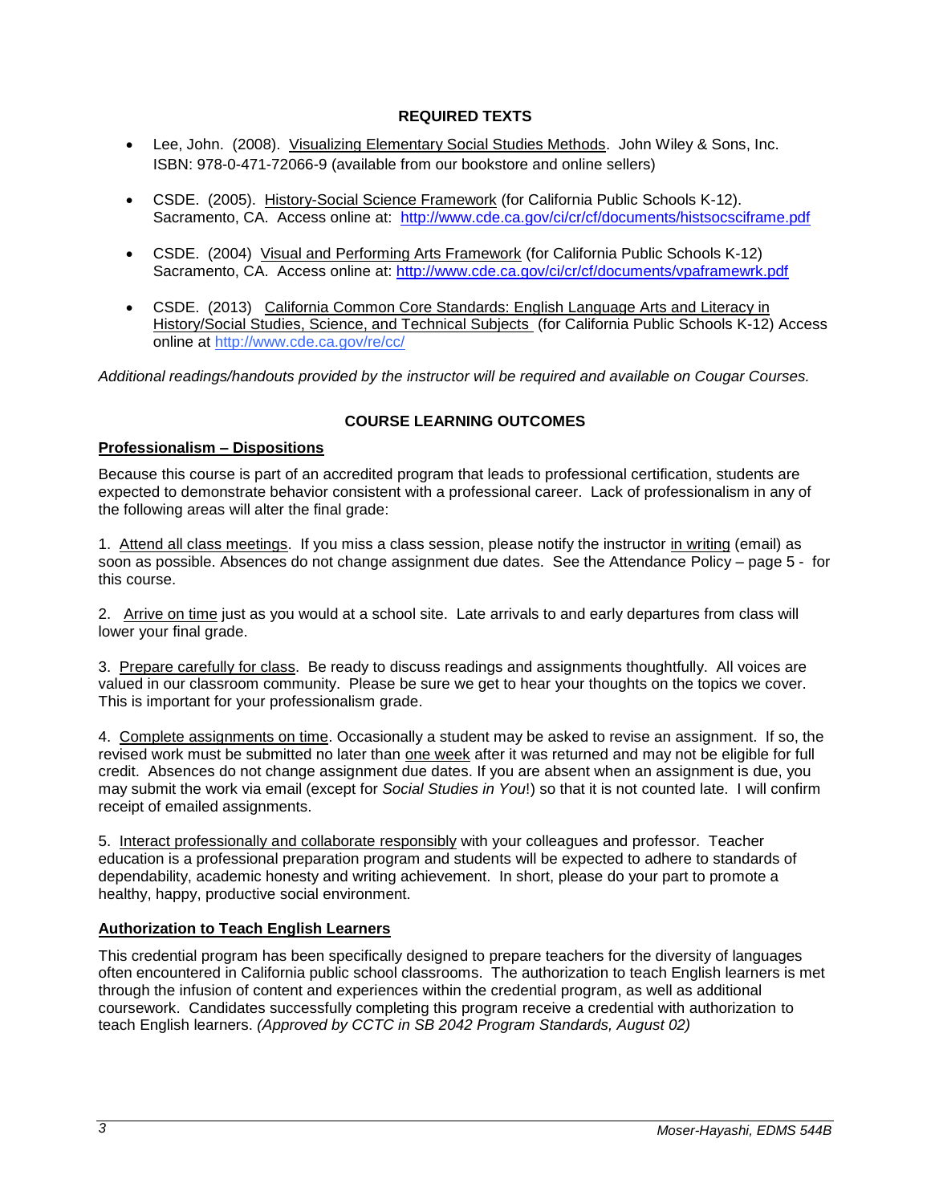## REQUIRED TEXTS

- Lee, John. (2008). Visualizing Elementary Social Studies Methods. John Wiley & Sons, Inc. ISBN: 978-0-471-72066-9 (available from our bookstore and online sellers)

- CSDE. (2005). History-Social Science Framework (for California Public Schools K-12). Sacramento, CA. Access online at: http://www.cde.ca.gov/ci/cr/cf/documents/histsocsciframe.pdf

- CSDE. (2004) Visual and Performing Arts Framework (for California Public Schools K-12) Sacramento, CA. Access online at: http://www.cde.ca.gov/ci/cr/cf/documents/vpaframewrk.pdf

- CSDE. (2013) California Common Core Standards: English Language Arts and Literacy in History/Social Studies, Science, and Technical Subjects (for California Public Schools K-12) Access online at http://www.cde.ca.gov/re/cc/

*Additional readings/handouts provided by the instructor will be required and available on Cougar Courses.*

## COURSE LEARNING OUTCOMES

### Professionalism – Dispositions

Because this course is part of an accredited program that leads to professional certification, students are expected to demonstrate behavior consistent with a professional career. Lack of professionalism in any of the following areas will alter the final grade:

1. Attend all class meetings. If you miss a class session, please notify the instructor in writing (email) as soon as possible. Absences do not change assignment due dates. See the Attendance Policy – page 5 - for this course.

2. Arrive on time just as you would at a school site. Late arrivals to and early departures from class will lower your final grade.

3. Prepare carefully for class. Be ready to discuss readings and assignments thoughtfully. All voices are valued in our classroom community. Please be sure we get to hear your thoughts on the topics we cover. This is important for your professionalism grade.

4. Complete assignments on time. Occasionally a student may be asked to revise an assignment. If so, the revised work must be submitted no later than one week after it was returned and may not be eligible for full credit. Absences do not change assignment due dates. If you are absent when an assignment is due, you may submit the work via email (except for *Social Studies in You*!) so that it is not counted late. I will confirm receipt of emailed assignments.

5. Interact professionally and collaborate responsibly with your colleagues and professor. Teacher education is a professional preparation program and students will be expected to adhere to standards of dependability, academic honesty and writing achievement. In short, please do your part to promote a healthy, happy, productive social environment.

### Authorization to Teach English Learners

This credential program has been specifically designed to prepare teachers for the diversity of languages often encountered in California public school classrooms. The authorization to teach English learners is met through the infusion of content and experiences within the credential program, as well as additional coursework. Candidates successfully completing this program receive a credential with authorization to teach English learners. *(Approved by CCTC in SB 2042 Program Standards, August 02)*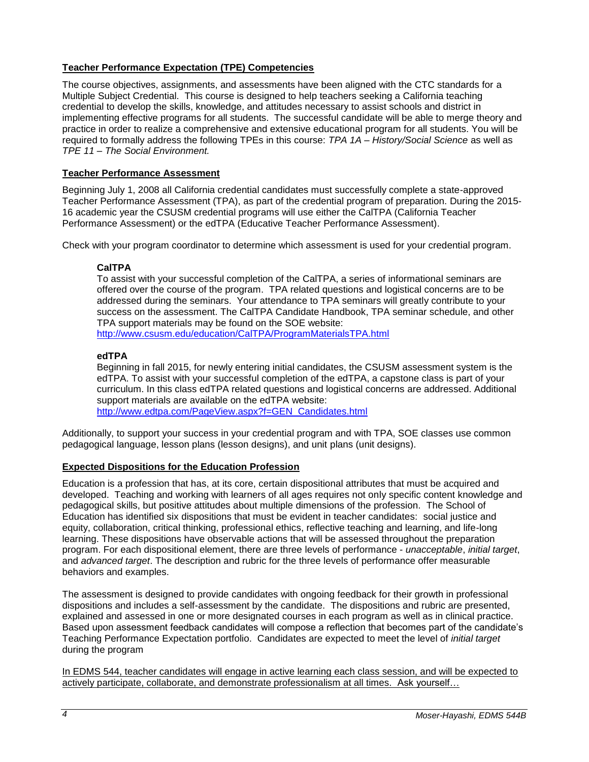## **Teacher Performance Expectation (TPE) Competencies**

The course objectives, assignments, and assessments have been aligned with the CTC standards for a Multiple Subject Credential. This course is designed to help teachers seeking a California teaching credential to develop the skills, knowledge, and attitudes necessary to assist schools and district in implementing effective programs for all students. The successful candidate will be able to merge theory and practice in order to realize a comprehensive and extensive educational program for all students. You will be required to formally address the following TPEs in this course: *TPA 1A – History/Social Science* as well as *TPE 11 – The Social Environment.*

## **Teacher Performance Assessment**

Beginning July 1, 2008 all California credential candidates must successfully complete a state-approved Teacher Performance Assessment (TPA), as part of the credential program of preparation. During the 2015-16 academic year the CSUSM credential programs will use either the CalTPA (California Teacher Performance Assessment) or the edTPA (Educative Teacher Performance Assessment).

Check with your program coordinator to determine which assessment is used for your credential program.

### **CalTPA**

To assist with your successful completion of the CalTPA, a series of informational seminars are offered over the course of the program. TPA related questions and logistical concerns are to be addressed during the seminars. Your attendance to TPA seminars will greatly contribute to your success on the assessment. The CalTPA Candidate Handbook, TPA seminar schedule, and other TPA support materials may be found on the SOE website:
http://www.csusm.edu/education/CalTPA/ProgramMaterialsTPA.html

### **edTPA**

Beginning in fall 2015, for newly entering initial candidates, the CSUSM assessment system is the edTPA. To assist with your successful completion of the edTPA, a capstone class is part of your curriculum. In this class edTPA related questions and logistical concerns are addressed. Additional support materials are available on the edTPA website:
http://www.edtpa.com/PageView.aspx?f=GEN_Candidates.html

Additionally, to support your success in your credential program and with TPA, SOE classes use common pedagogical language, lesson plans (lesson designs), and unit plans (unit designs).

## **Expected Dispositions for the Education Profession**

Education is a profession that has, at its core, certain dispositional attributes that must be acquired and developed. Teaching and working with learners of all ages requires not only specific content knowledge and pedagogical skills, but positive attitudes about multiple dimensions of the profession. The School of Education has identified six dispositions that must be evident in teacher candidates: social justice and equity, collaboration, critical thinking, professional ethics, reflective teaching and learning, and life-long learning. These dispositions have observable actions that will be assessed throughout the preparation program. For each dispositional element, there are three levels of performance - *unacceptable*, *initial target*, and *advanced target*. The description and rubric for the three levels of performance offer measurable behaviors and examples.

The assessment is designed to provide candidates with ongoing feedback for their growth in professional dispositions and includes a self-assessment by the candidate. The dispositions and rubric are presented, explained and assessed in one or more designated courses in each program as well as in clinical practice. Based upon assessment feedback candidates will compose a reflection that becomes part of the candidate's Teaching Performance Expectation portfolio. Candidates are expected to meet the level of *initial target* during the program

<u>In EDMS 544, teacher candidates will engage in active learning each class session, and will be expected to actively participate, collaborate, and demonstrate professionalism at all times. Ask yourself…</u>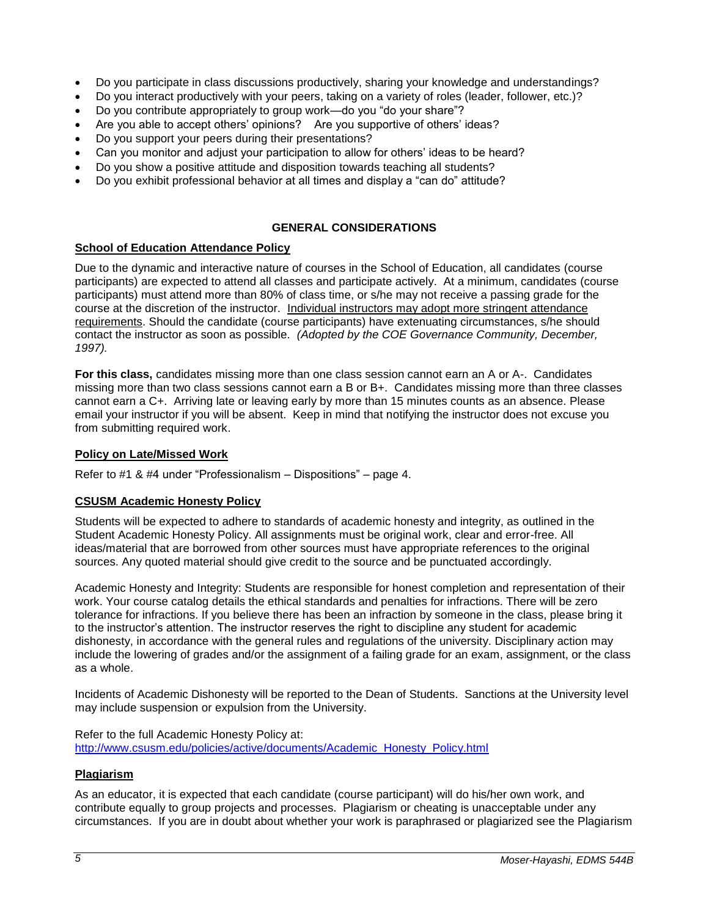- Do you participate in class discussions productively, sharing your knowledge and understandings?
- Do you interact productively with your peers, taking on a variety of roles (leader, follower, etc.)?
- Do you contribute appropriately to group work—do you "do your share"?
- Are you able to accept others' opinions? Are you supportive of others' ideas?
- Do you support your peers during their presentations?
- Can you monitor and adjust your participation to allow for others' ideas to be heard?
- Do you show a positive attitude and disposition towards teaching all students?
- Do you exhibit professional behavior at all times and display a "can do" attitude?

## GENERAL CONSIDERATIONS

### School of Education Attendance Policy

Due to the dynamic and interactive nature of courses in the School of Education, all candidates (course participants) are expected to attend all classes and participate actively. At a minimum, candidates (course participants) must attend more than 80% of class time, or s/he may not receive a passing grade for the course at the discretion of the instructor. Individual instructors may adopt more stringent attendance requirements. Should the candidate (course participants) have extenuating circumstances, s/he should contact the instructor as soon as possible. *(Adopted by the COE Governance Community, December, 1997).*

**For this class,** candidates missing more than one class session cannot earn an A or A-. Candidates missing more than two class sessions cannot earn a B or B+. Candidates missing more than three classes cannot earn a C+. Arriving late or leaving early by more than 15 minutes counts as an absence. Please email your instructor if you will be absent. Keep in mind that notifying the instructor does not excuse you from submitting required work.

### Policy on Late/Missed Work

Refer to #1 & #4 under "Professionalism – Dispositions" – page 4.

### CSUSM Academic Honesty Policy

Students will be expected to adhere to standards of academic honesty and integrity, as outlined in the Student Academic Honesty Policy. All assignments must be original work, clear and error-free. All ideas/material that are borrowed from other sources must have appropriate references to the original sources. Any quoted material should give credit to the source and be punctuated accordingly.

Academic Honesty and Integrity: Students are responsible for honest completion and representation of their work. Your course catalog details the ethical standards and penalties for infractions. There will be zero tolerance for infractions. If you believe there has been an infraction by someone in the class, please bring it to the instructor's attention. The instructor reserves the right to discipline any student for academic dishonesty, in accordance with the general rules and regulations of the university. Disciplinary action may include the lowering of grades and/or the assignment of a failing grade for an exam, assignment, or the class as a whole.

Incidents of Academic Dishonesty will be reported to the Dean of Students. Sanctions at the University level may include suspension or expulsion from the University.

Refer to the full Academic Honesty Policy at:
http://www.csusm.edu/policies/active/documents/Academic_Honesty_Policy.html

### Plagiarism

As an educator, it is expected that each candidate (course participant) will do his/her own work, and contribute equally to group projects and processes. Plagiarism or cheating is unacceptable under any circumstances. If you are in doubt about whether your work is paraphrased or plagiarized see the Plagiarism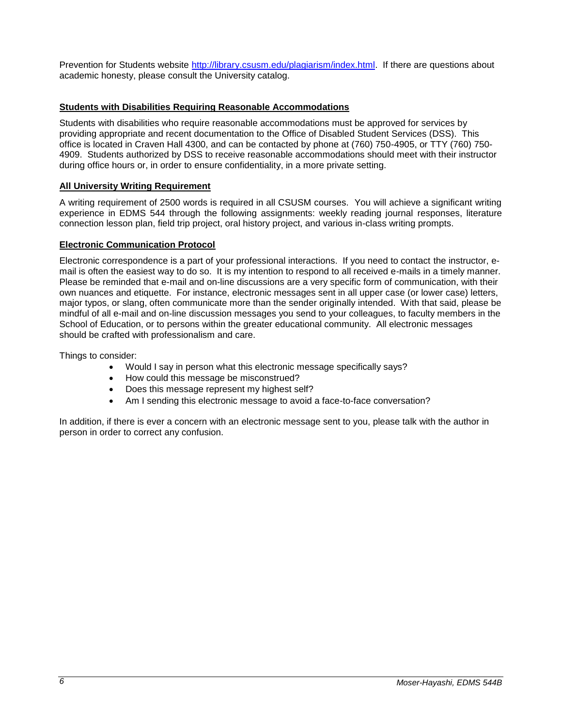Prevention for Students website [http://library.csusm.edu/plagiarism/index.html](http://library.csusm.edu/plagiarism/index.html). If there are questions about academic honesty, please consult the University catalog.

### Students with Disabilities Requiring Reasonable Accommodations

Students with disabilities who require reasonable accommodations must be approved for services by providing appropriate and recent documentation to the Office of Disabled Student Services (DSS). This office is located in Craven Hall 4300, and can be contacted by phone at (760) 750-4905, or TTY (760) 750-4909. Students authorized by DSS to receive reasonable accommodations should meet with their instructor during office hours or, in order to ensure confidentiality, in a more private setting.

### All University Writing Requirement

A writing requirement of 2500 words is required in all CSUSM courses. You will achieve a significant writing experience in EDMS 544 through the following assignments: weekly reading journal responses, literature connection lesson plan, field trip project, oral history project, and various in-class writing prompts.

### Electronic Communication Protocol

Electronic correspondence is a part of your professional interactions. If you need to contact the instructor, e-mail is often the easiest way to do so. It is my intention to respond to all received e-mails in a timely manner. Please be reminded that e-mail and on-line discussions are a very specific form of communication, with their own nuances and etiquette. For instance, electronic messages sent in all upper case (or lower case) letters, major typos, or slang, often communicate more than the sender originally intended. With that said, please be mindful of all e-mail and on-line discussion messages you send to your colleagues, to faculty members in the School of Education, or to persons within the greater educational community. All electronic messages should be crafted with professionalism and care.

Things to consider:

- Would I say in person what this electronic message specifically says?
- How could this message be misconstrued?
- Does this message represent my highest self?
- Am I sending this electronic message to avoid a face-to-face conversation?

In addition, if there is ever a concern with an electronic message sent to you, please talk with the author in person in order to correct any confusion.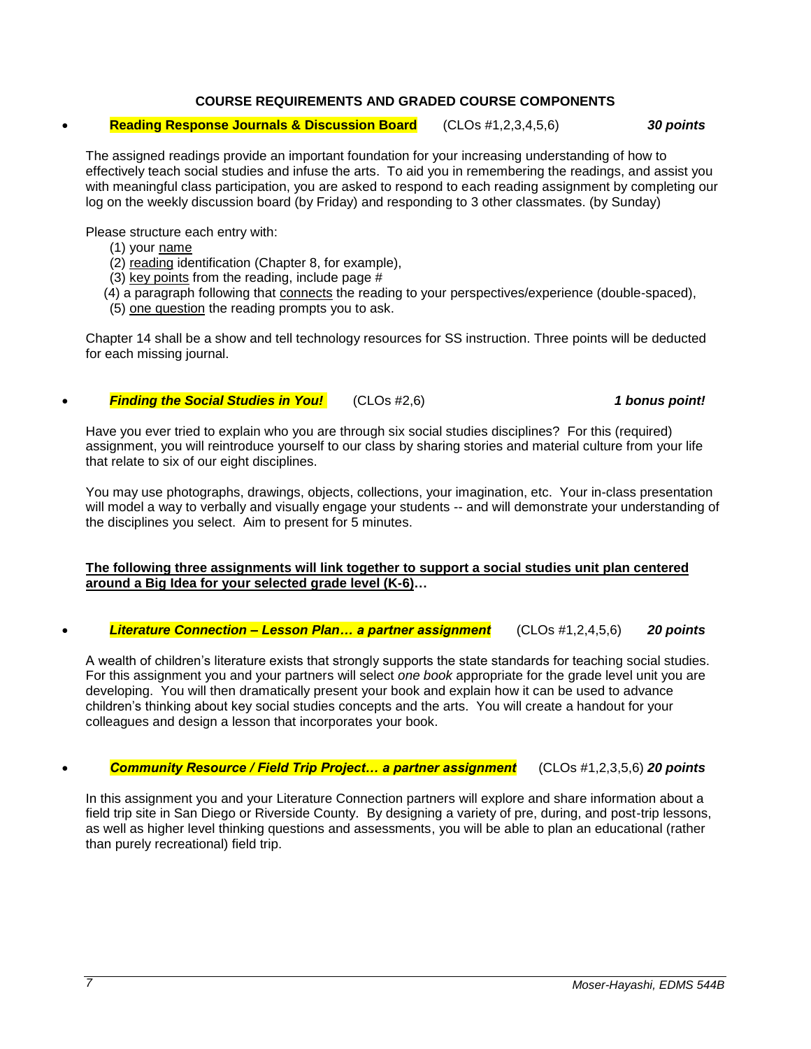## COURSE REQUIREMENTS AND GRADED COURSE COMPONENTS

- **Reading Response Journals & Discussion Board** (CLOs #1,2,3,4,5,6) ***30 points***

The assigned readings provide an important foundation for your increasing understanding of how to effectively teach social studies and infuse the arts. To aid you in remembering the readings, and assist you with meaningful class participation, you are asked to respond to each reading assignment by completing our log on the weekly discussion board (by Friday) and responding to 3 other classmates. (by Sunday)

Please structure each entry with:
(1) your <u>name</u>
(2) <u>reading</u> identification (Chapter 8, for example),
(3) <u>key points</u> from the reading, include page #
(4) a paragraph following that <u>connects</u> the reading to your perspectives/experience (double-spaced),
(5) <u>one question</u> the reading prompts you to ask.

Chapter 14 shall be a show and tell technology resources for SS instruction. Three points will be deducted for each missing journal.

- ***Finding the Social Studies in You!*** (CLOs #2,6) ***1 bonus point!***

Have you ever tried to explain who you are through six social studies disciplines? For this (required) assignment, you will reintroduce yourself to our class by sharing stories and material culture from your life that relate to six of our eight disciplines.

You may use photographs, drawings, objects, collections, your imagination, etc. Your in-class presentation will model a way to verbally and visually engage your students -- and will demonstrate your understanding of the disciplines you select. Aim to present for 5 minutes.

**<u>The following three assignments will link together to support a social studies unit plan centered around a Big Idea for your selected grade level (K-6)</u>…**

- ***Literature Connection – Lesson Plan… a partner assignment*** (CLOs #1,2,4,5,6) ***20 points***

A wealth of children's literature exists that strongly supports the state standards for teaching social studies. For this assignment you and your partners will select *one book* appropriate for the grade level unit you are developing. You will then dramatically present your book and explain how it can be used to advance children's thinking about key social studies concepts and the arts. You will create a handout for your colleagues and design a lesson that incorporates your book.

- ***Community Resource / Field Trip Project… a partner assignment*** (CLOs #1,2,3,5,6) ***20 points***

In this assignment you and your Literature Connection partners will explore and share information about a field trip site in San Diego or Riverside County. By designing a variety of pre, during, and post-trip lessons, as well as higher level thinking questions and assessments, you will be able to plan an educational (rather than purely recreational) field trip.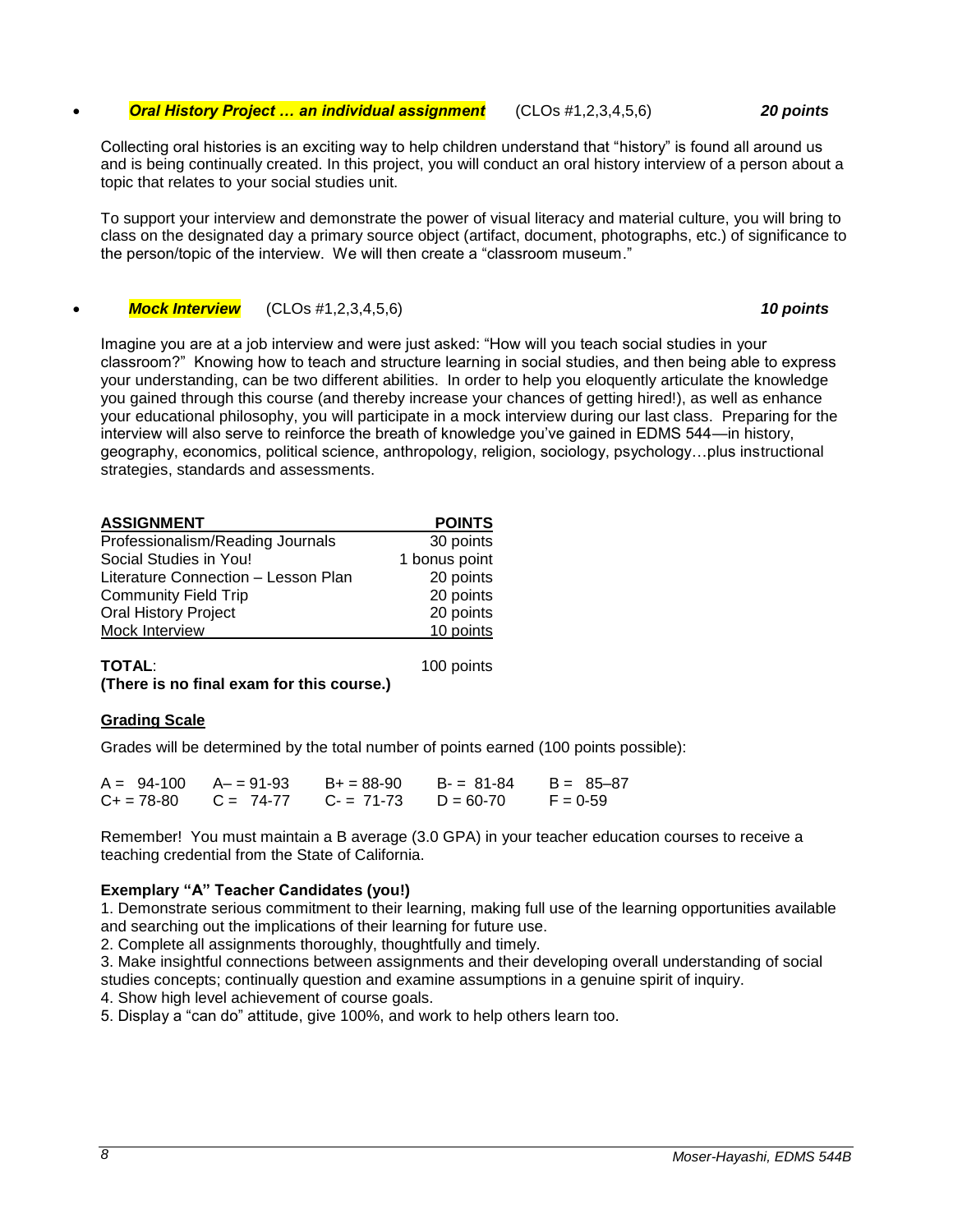- ***Oral History Project … an individual assignment*** (CLOs #1,2,3,4,5,6) ***20 points***

Collecting oral histories is an exciting way to help children understand that "history" is found all around us and is being continually created. In this project, you will conduct an oral history interview of a person about a topic that relates to your social studies unit.

To support your interview and demonstrate the power of visual literacy and material culture, you will bring to class on the designated day a primary source object (artifact, document, photographs, etc.) of significance to the person/topic of the interview. We will then create a "classroom museum."

- ***Mock Interview*** (CLOs #1,2,3,4,5,6) ***10 points***

Imagine you are at a job interview and were just asked: "How will you teach social studies in your classroom?" Knowing how to teach and structure learning in social studies, and then being able to express your understanding, can be two different abilities. In order to help you eloquently articulate the knowledge you gained through this course (and thereby increase your chances of getting hired!), as well as enhance your educational philosophy, you will participate in a mock interview during our last class. Preparing for the interview will also serve to reinforce the breath of knowledge you've gained in EDMS 544—in history, geography, economics, political science, anthropology, religion, sociology, psychology…plus instructional strategies, standards and assessments.

| ASSIGNMENT | POINTS |
|---|---|
| Professionalism/Reading Journals | 30 points |
| Social Studies in You! | 1 bonus point |
| Literature Connection – Lesson Plan | 20 points |
| Community Field Trip | 20 points |
| Oral History Project | 20 points |
| Mock Interview | 10 points |
| **TOTAL**: | 100 points |

**(There is no final exam for this course.)**

**Grading Scale**

Grades will be determined by the total number of points earned (100 points possible):

| | | | | |
|---|---|---|---|---|
| A = 94-100 | A– = 91-93 | B+ = 88-90 | B- = 81-84 | B = 85–87 |
| C+ = 78-80 | C = 74-77 | C- = 71-73 | D = 60-70 | F = 0-59 |

Remember! You must maintain a B average (3.0 GPA) in your teacher education courses to receive a teaching credential from the State of California.

**Exemplary "A" Teacher Candidates (you!)**

1. Demonstrate serious commitment to their learning, making full use of the learning opportunities available and searching out the implications of their learning for future use.
2. Complete all assignments thoroughly, thoughtfully and timely.
3. Make insightful connections between assignments and their developing overall understanding of social studies concepts; continually question and examine assumptions in a genuine spirit of inquiry.
4. Show high level achievement of course goals.
5. Display a "can do" attitude, give 100%, and work to help others learn too.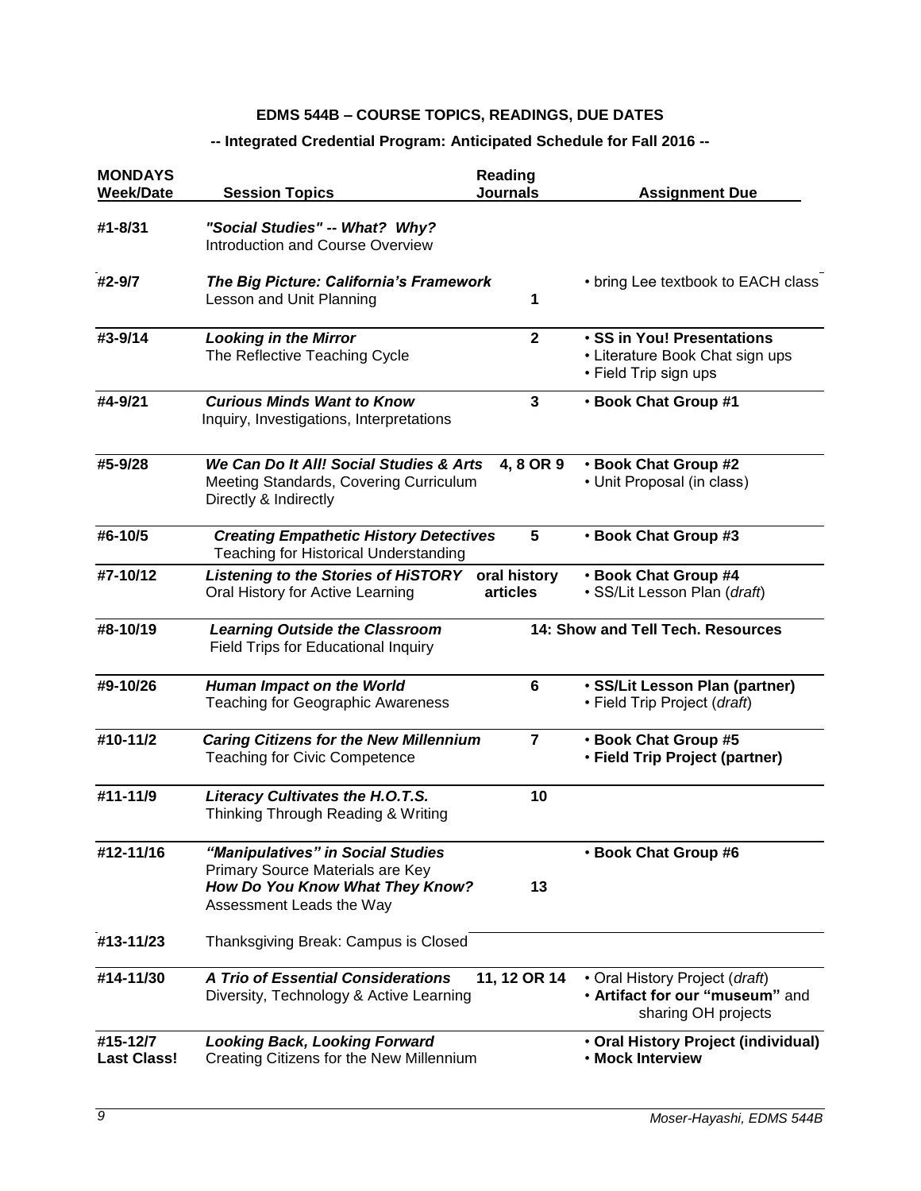**EDMS 544B – COURSE TOPICS, READINGS, DUE DATES**

**-- Integrated Credential Program: Anticipated Schedule for Fall 2016 --**

| **MONDAYS Week/Date** | **Session Topics** | **Reading Journals** | **Assignment Due** |
|---|---|---|---|
| **#1-8/31** | ***"Social Studies" -- What? Why?*** Introduction and Course Overview | | |
| **#2-9/7** | ***The Big Picture: California's Framework*** Lesson and Unit Planning | **1** | • bring Lee textbook to EACH class |
| **#3-9/14** | ***Looking in the Mirror*** The Reflective Teaching Cycle | **2** | • **SS in You! Presentations** • Literature Book Chat sign ups • Field Trip sign ups |
| **#4-9/21** | ***Curious Minds Want to Know*** Inquiry, Investigations, Interpretations | **3** | • **Book Chat Group #1** |
| **#5-9/28** | ***We Can Do It All! Social Studies & Arts*** Meeting Standards, Covering Curriculum Directly & Indirectly | **4, 8 OR 9** | • **Book Chat Group #2** • Unit Proposal (in class) |
| **#6-10/5** | ***Creating Empathetic History Detectives*** Teaching for Historical Understanding | **5** | • **Book Chat Group #3** |
| **#7-10/12** | ***Listening to the Stories of HiSTORY*** Oral History for Active Learning | **oral history articles** | • **Book Chat Group #4** • SS/Lit Lesson Plan (*draft*) |
| **#8-10/19** | ***Learning Outside the Classroom*** Field Trips for Educational Inquiry | **14: Show and Tell Tech. Resources** | |
| **#9-10/26** | ***Human Impact on the World*** Teaching for Geographic Awareness | **6** | • **SS/Lit Lesson Plan (partner)** • Field Trip Project (*draft*) |
| **#10-11/2** | ***Caring Citizens for the New Millennium*** Teaching for Civic Competence | **7** | • **Book Chat Group #5** • **Field Trip Project (partner)** |
| **#11-11/9** | ***Literacy Cultivates the H.O.T.S.*** Thinking Through Reading & Writing | **10** | |
| **#12-11/16** | ***"Manipulatives" in Social Studies*** Primary Source Materials are Key ***How Do You Know What They Know?*** Assessment Leads the Way | **13** | • **Book Chat Group #6** |
| **#13-11/23** | Thanksgiving Break: Campus is Closed | | |
| **#14-11/30** | ***A Trio of Essential Considerations*** Diversity, Technology & Active Learning | **11, 12 OR 14** | • Oral History Project (*draft*) • **Artifact for our "museum"** and sharing OH projects |
| **#15-12/7 Last Class!** | ***Looking Back, Looking Forward*** Creating Citizens for the New Millennium | | • **Oral History Project (individual)** • **Mock Interview** |